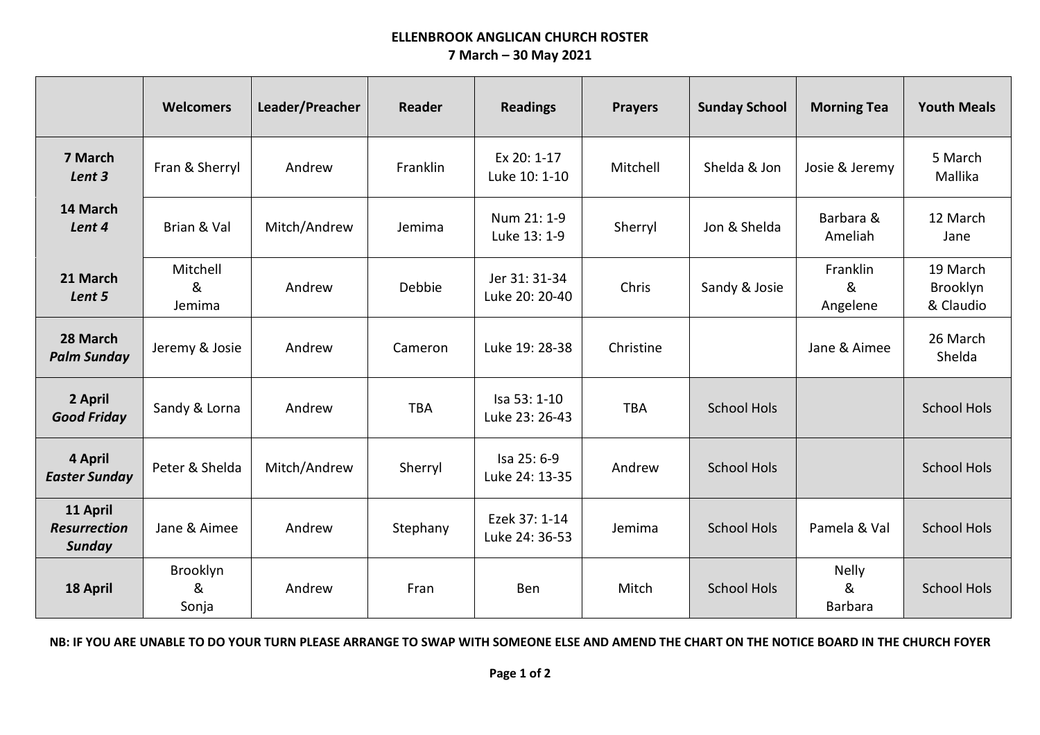# ELLENBROOK ANGLICAN CHURCH ROSTER

**7 March – 30 May 2021**

| | Welcomers | Leader/Preacher | Reader | Readings | Prayers | Sunday School | Morning Tea | Youth Meals |
|---|---|---|---|---|---|---|---|---|
| **7 March** ***Lent 3*** | Fran & Sherryl | Andrew | Franklin | Ex 20: 1-17 Luke 10: 1-10 | Mitchell | Shelda & Jon | Josie & Jeremy | 5 March Mallika |
| **14 March** ***Lent 4*** | Brian & Val | Mitch/Andrew | Jemima | Num 21: 1-9 Luke 13: 1-9 | Sherryl | Jon & Shelda | Barbara & Ameliah | 12 March Jane |
| **21 March** ***Lent 5*** | Mitchell & Jemima | Andrew | Debbie | Jer 31: 31-34 Luke 20: 20-40 | Chris | Sandy & Josie | Franklin & Angelene | 19 March Brooklyn & Claudio |
| **28 March** ***Palm Sunday*** | Jeremy & Josie | Andrew | Cameron | Luke 19: 28-38 | Christine | | Jane & Aimee | 26 March Shelda |
| **2 April** ***Good Friday*** | Sandy & Lorna | Andrew | TBA | Isa 53: 1-10 Luke 23: 26-43 | TBA | School Hols | | School Hols |
| **4 April** ***Easter Sunday*** | Peter & Shelda | Mitch/Andrew | Sherryl | Isa 25: 6-9 Luke 24: 13-35 | Andrew | School Hols | | School Hols |
| **11 April** ***Resurrection Sunday*** | Jane & Aimee | Andrew | Stephany | Ezek 37: 1-14 Luke 24: 36-53 | Jemima | School Hols | Pamela & Val | School Hols |
| **18 April** | Brooklyn & Sonja | Andrew | Fran | Ben | Mitch | School Hols | Nelly & Barbara | School Hols |

**NB: IF YOU ARE UNABLE TO DO YOUR TURN PLEASE ARRANGE TO SWAP WITH SOMEONE ELSE AND AMEND THE CHART ON THE NOTICE BOARD IN THE CHURCH FOYER**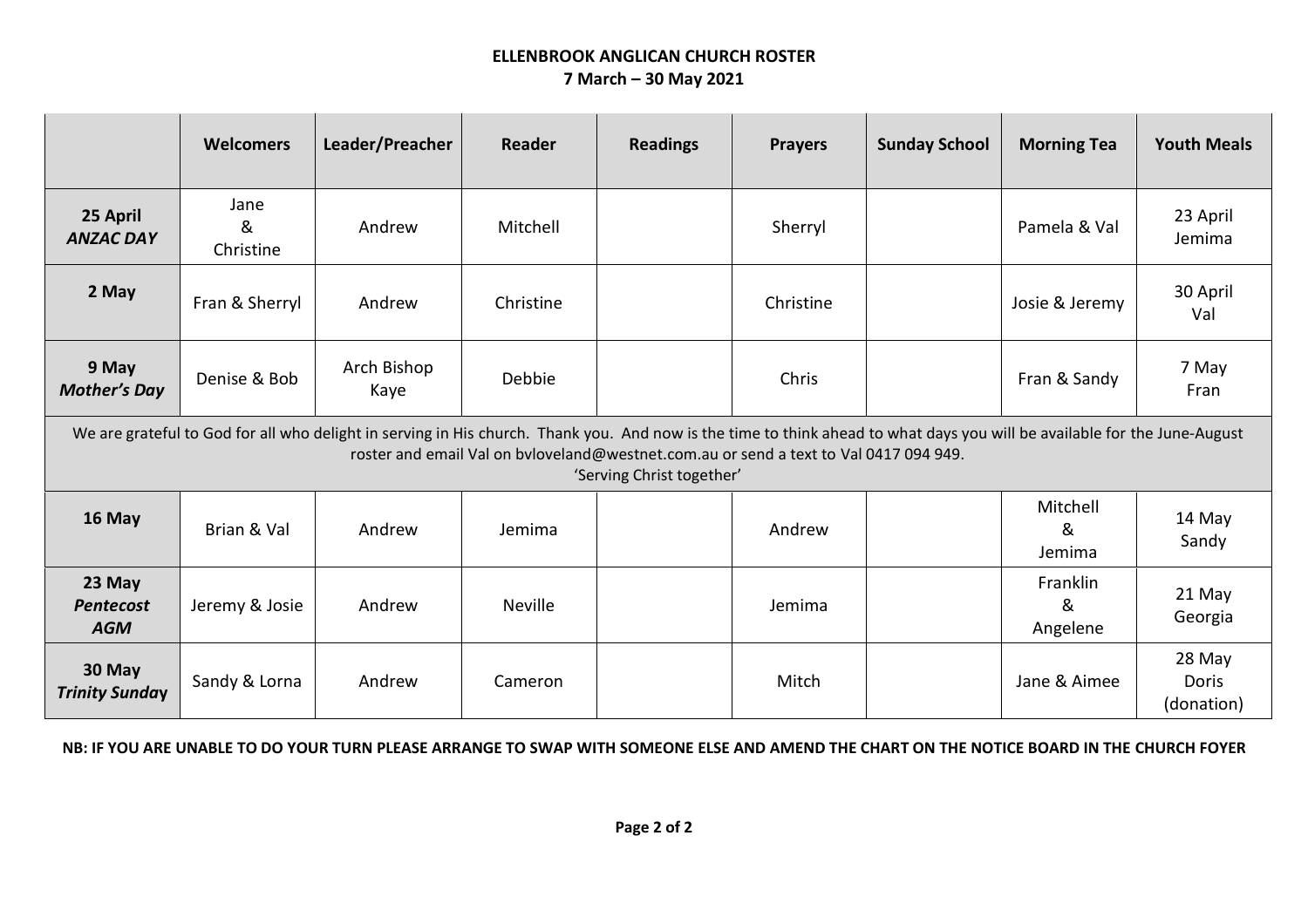**ELLENBROOK ANGLICAN CHURCH ROSTER**
**7 March – 30 May 2021**

| | Welcomers | Leader/Preacher | Reader | Readings | Prayers | Sunday School | Morning Tea | Youth Meals |
|---|---|---|---|---|---|---|---|---|
| **25 April** ***ANZAC DAY*** | Jane & Christine | Andrew | Mitchell | | Sherryl | | Pamela & Val | 23 April Jemima |
| **2 May** | Fran & Sherryl | Andrew | Christine | | Christine | | Josie & Jeremy | 30 April Val |
| **9 May** ***Mother's Day*** | Denise & Bob | Arch Bishop Kaye | Debbie | | Chris | | Fran & Sandy | 7 May Fran |
| We are grateful to God for all who delight in serving in His church. Thank you. And now is the time to think ahead to what days you will be available for the June-August roster and email Val on bvloveland@westnet.com.au or send a text to Val 0417 094 949. 'Serving Christ together' | | | | | | | | |
| **16 May** | Brian & Val | Andrew | Jemima | | Andrew | | Mitchell & Jemima | 14 May Sandy |
| **23 May** ***Pentecost*** ***AGM*** | Jeremy & Josie | Andrew | Neville | | Jemima | | Franklin & Angelene | 21 May Georgia |
| **30 May** ***Trinity Sunday*** | Sandy & Lorna | Andrew | Cameron | | Mitch | | Jane & Aimee | 28 May Doris (donation) |

**NB: IF YOU ARE UNABLE TO DO YOUR TURN PLEASE ARRANGE TO SWAP WITH SOMEONE ELSE AND AMEND THE CHART ON THE NOTICE BOARD IN THE CHURCH FOYER**